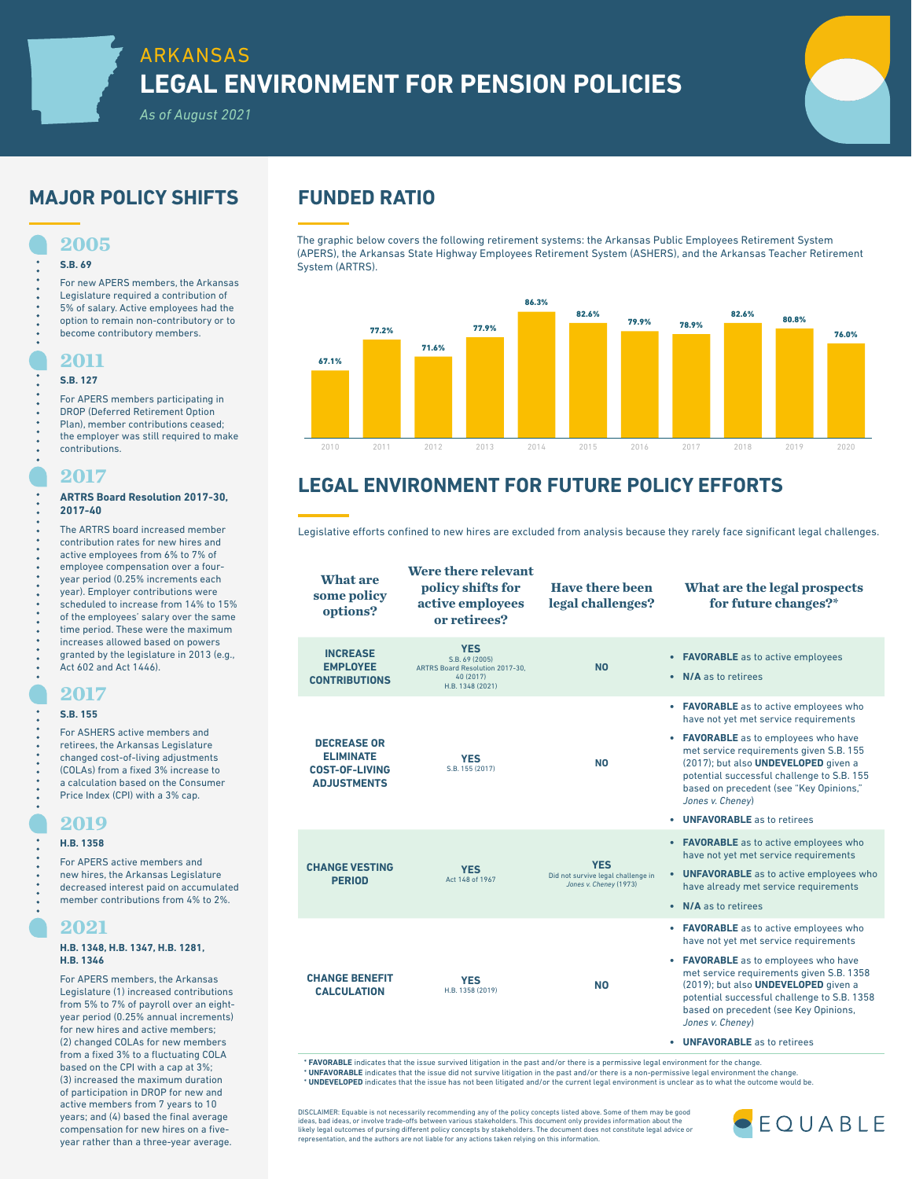# ARKANSAS
# LEGAL ENVIRONMENT FOR PENSION POLICIES

*As of August 2021*

## MAJOR POLICY SHIFTS

### 2005

**S.B. 69**

For new APERS members, the Arkansas Legislature required a contribution of 5% of salary. Active employees had the option to remain non-contributory or to become contributory members.

### 2011

**S.B. 127**

For APERS members participating in DROP (Deferred Retirement Option Plan), member contributions ceased; the employer was still required to make contributions.

### 2017

**ARTRS Board Resolution 2017-30, 2017-40**

The ARTRS board increased member contribution rates for new hires and active employees from 6% to 7% of employee compensation over a four-year period (0.25% increments each year). Employer contributions were scheduled to increase from 14% to 15% of the employees' salary over the same time period. These were the maximum increases allowed based on powers granted by the legislature in 2013 (e.g., Act 602 and Act 1446).

### 2017

**S.B. 155**

For ASHERS active members and retirees, the Arkansas Legislature changed cost-of-living adjustments (COLAs) from a fixed 3% increase to a calculation based on the Consumer Price Index (CPI) with a 3% cap.

### 2019

**H.B. 1358**

For APERS active members and new hires, the Arkansas Legislature decreased interest paid on accumulated member contributions from 4% to 2%.

### 2021

**H.B. 1348, H.B. 1347, H.B. 1281, H.B. 1346**

For APERS members, the Arkansas Legislature (1) increased contributions from 5% to 7% of payroll over an eight-year period (0.25% annual increments) for new hires and active members; (2) changed COLAs for new members from a fixed 3% to a fluctuating COLA based on the CPI with a cap at 3%; (3) increased the maximum duration of participation in DROP for new and active members from 7 years to 10 years; and (4) based the final average compensation for new hires on a five-year rather than a three-year average.

## FUNDED RATIO

The graphic below covers the following retirement systems: the Arkansas Public Employees Retirement System (APERS), the Arkansas State Highway Employees Retirement System (ASHERS), and the Arkansas Teacher Retirement System (ARTRS).

| Year | Funded Ratio |
|---|---|
| 2010 | 67.1% |
| 2011 | 77.2% |
| 2012 | 71.6% |
| 2013 | 77.9% |
| 2014 | 86.3% |
| 2015 | 82.6% |
| 2016 | 79.9% |
| 2017 | 78.9% |
| 2018 | 82.6% |
| 2019 | 80.8% |
| 2020 | 76.0% |

## LEGAL ENVIRONMENT FOR FUTURE POLICY EFFORTS

Legislative efforts confined to new hires are excluded from analysis because they rarely face significant legal challenges.

| What are some policy options? | Were there relevant policy shifts for active employees or retirees? | Have there been legal challenges? | What are the legal prospects for future changes?* |
|---|---|---|---|
| **INCREASE EMPLOYEE CONTRIBUTIONS** | **YES** S.B. 69 (2005) ARTRS Board Resolution 2017-30, 40 (2017) H.B. 1348 (2021) | **NO** | • **FAVORABLE** as to active employees<br>• **N/A** as to retirees |
| **DECREASE OR ELIMINATE COST-OF-LIVING ADJUSTMENTS** | **YES** S.B. 155 (2017) | **NO** | • **FAVORABLE** as to active employees who have not yet met service requirements<br>• **FAVORABLE** as to employees who have met service requirements given S.B. 155 (2017); but also **UNDEVELOPED** given a potential successful challenge to S.B. 155 based on precedent (see "Key Opinions," *Jones v. Cheney*)<br>• **UNFAVORABLE** as to retirees |
| **CHANGE VESTING PERIOD** | **YES** Act 148 of 1967 | **YES** Did not survive legal challenge in *Jones v. Cheney* (1973) | • **FAVORABLE** as to active employees who have not yet met service requirements<br>• **UNFAVORABLE** as to active employees who have already met service requirements<br>• **N/A** as to retirees |
| **CHANGE BENEFIT CALCULATION** | **YES** H.B. 1358 (2019) | **NO** | • **FAVORABLE** as to active employees who have not yet met service requirements<br>• **FAVORABLE** as to employees who have met service requirements given S.B. 1358 (2019); but also **UNDEVELOPED** given a potential successful challenge to S.B. 1358 based on precedent (see Key Opinions, *Jones v. Cheney*)<br>• **UNFAVORABLE** as to retirees |

\* **FAVORABLE** indicates that the issue survived litigation in the past and/or there is a permissive legal environment for the change.
\* **UNFAVORABLE** indicates that the issue did not survive litigation in the past and/or there is a non-permissive legal environment the change.
\* **UNDEVELOPED** indicates that the issue has not been litigated and/or the current legal environment is unclear as to what the outcome would be.

DISCLAIMER: Equable is not necessarily recommending any of the policy concepts listed above. Some of them may be good ideas, bad ideas, or involve trade-offs between various stakeholders. This document only provides information about the likely legal outcomes of pursing different policy concepts by stakeholders. The document does not constitute legal advice or representation, and the authors are not liable for any actions taken relying on this information.

EQUABLE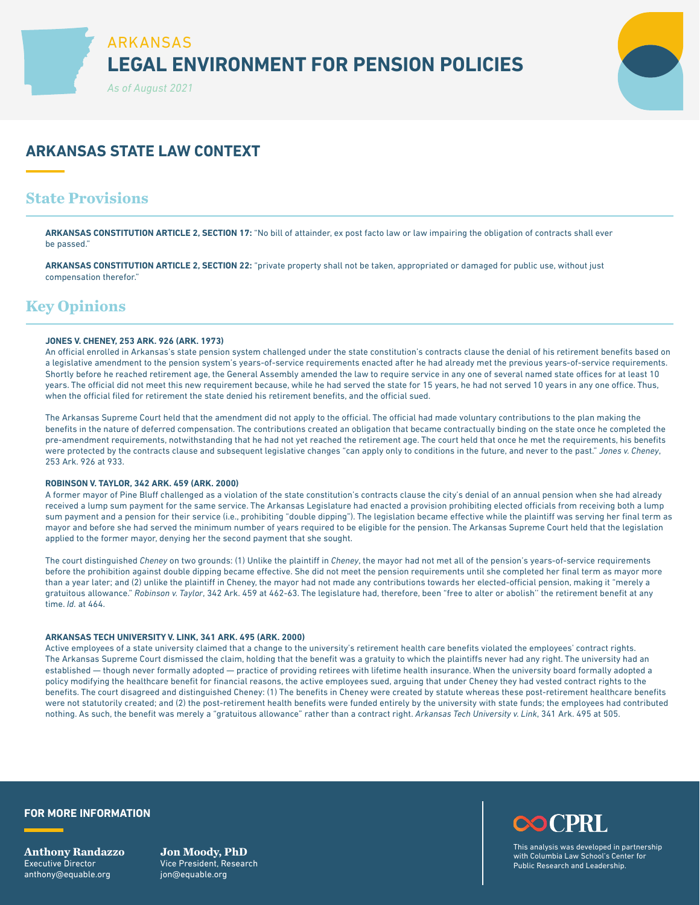# ARKANSAS
# LEGAL ENVIRONMENT FOR PENSION POLICIES

*As of August 2021*

## ARKANSAS STATE LAW CONTEXT

### State Provisions

**ARKANSAS CONSTITUTION ARTICLE 2, SECTION 17:** "No bill of attainder, ex post facto law or law impairing the obligation of contracts shall ever be passed."

**ARKANSAS CONSTITUTION ARTICLE 2, SECTION 22:** "private property shall not be taken, appropriated or damaged for public use, without just compensation therefor."

### Key Opinions

**JONES V. CHENEY, 253 ARK. 926 (ARK. 1973)**

An official enrolled in Arkansas's state pension system challenged under the state constitution's contracts clause the denial of his retirement benefits based on a legislative amendment to the pension system's years-of-service requirements enacted after he had already met the previous years-of-service requirements. Shortly before he reached retirement age, the General Assembly amended the law to require service in any one of several named state offices for at least 10 years. The official did not meet this new requirement because, while he had served the state for 15 years, he had not served 10 years in any one office. Thus, when the official filed for retirement the state denied his retirement benefits, and the official sued.

The Arkansas Supreme Court held that the amendment did not apply to the official. The official had made voluntary contributions to the plan making the benefits in the nature of deferred compensation. The contributions created an obligation that became contractually binding on the state once he completed the pre-amendment requirements, notwithstanding that he had not yet reached the retirement age. The court held that once he met the requirements, his benefits were protected by the contracts clause and subsequent legislative changes "can apply only to conditions in the future, and never to the past." *Jones v. Cheney*, 253 Ark. 926 at 933.

**ROBINSON V. TAYLOR, 342 ARK. 459 (ARK. 2000)**

A former mayor of Pine Bluff challenged as a violation of the state constitution's contracts clause the city's denial of an annual pension when she had already received a lump sum payment for the same service. The Arkansas Legislature had enacted a provision prohibiting elected officials from receiving both a lump sum payment and a pension for their service (i.e., prohibiting "double dipping"). The legislation became effective while the plaintiff was serving her final term as mayor and before she had served the minimum number of years required to be eligible for the pension. The Arkansas Supreme Court held that the legislation applied to the former mayor, denying her the second payment that she sought.

The court distinguished *Cheney* on two grounds: (1) Unlike the plaintiff in *Cheney*, the mayor had not met all of the pension's years-of-service requirements before the prohibition against double dipping became effective. She did not meet the pension requirements until she completed her final term as mayor more than a year later; and (2) unlike the plaintiff in Cheney, the mayor had not made any contributions towards her elected-official pension, making it "merely a gratuitous allowance." *Robinson v. Taylor*, 342 Ark. 459 at 462-63. The legislature had, therefore, been "free to alter or abolish" the retirement benefit at any time. *Id.* at 464.

**ARKANSAS TECH UNIVERSITY V. LINK, 341 ARK. 495 (ARK. 2000)**

Active employees of a state university claimed that a change to the university's retirement health care benefits violated the employees' contract rights. The Arkansas Supreme Court dismissed the claim, holding that the benefit was a gratuity to which the plaintiffs never had any right. The university had an established — though never formally adopted — practice of providing retirees with lifetime health insurance. When the university board formally adopted a policy modifying the healthcare benefit for financial reasons, the active employees sued, arguing that under Cheney they had vested contract rights to the benefits. The court disagreed and distinguished Cheney: (1) The benefits in Cheney were created by statute whereas these post-retirement healthcare benefits were not statutorily created; and (2) the post-retirement health benefits were funded entirely by the university with state funds; the employees had contributed nothing. As such, the benefit was merely a "gratuitous allowance" rather than a contract right. *Arkansas Tech University v. Link*, 341 Ark. 495 at 505.

**FOR MORE INFORMATION**

**Anthony Randazzo**
Executive Director
anthony@equable.org

**Jon Moody, PhD**
Vice President, Research
jon@equable.org

CPRL

This analysis was developed in partnership with Columbia Law School's Center for Public Research and Leadership.